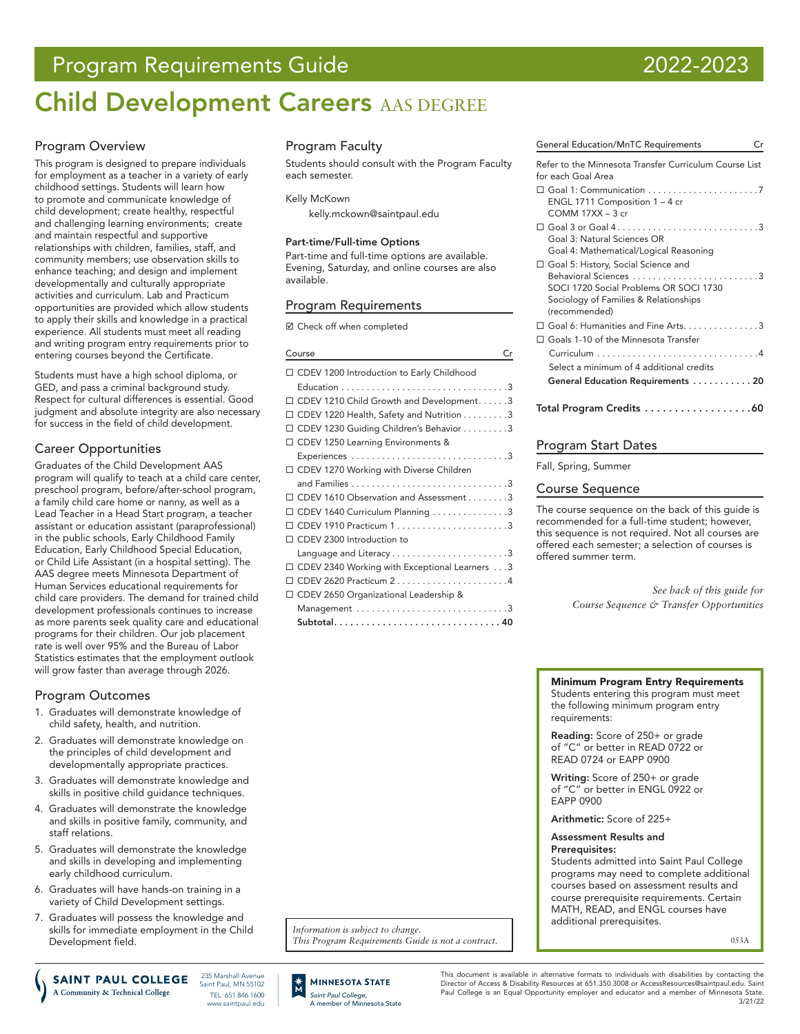# Program Requirements Guide 2022-2023

# Child Development Careers AAS DEGREE

## Program Overview

This program is designed to prepare individuals for employment as a teacher in a variety of early childhood settings. Students will learn how to promote and communicate knowledge of child development; create healthy, respectful and challenging learning environments; create and maintain respectful and supportive relationships with children, families, staff, and community members; use observation skills to enhance teaching; and design and implement developmentally and culturally appropriate activities and curriculum. Lab and Practicum opportunities are provided which allow students to apply their skills and knowledge in a practical experience. All students must meet all reading and writing program entry requirements prior to entering courses beyond the Certificate.

Students must have a high school diploma, or GED, and pass a criminal background study. Respect for cultural differences is essential. Good judgment and absolute integrity are also necessary for success in the field of child development.

## Career Opportunities

Graduates of the Child Development AAS program will qualify to teach at a child care center, preschool program, before/after-school program, a family child care home or nanny, as well as a Lead Teacher in a Head Start program, a teacher assistant or education assistant (paraprofessional) in the public schools, Early Childhood Family Education, Early Childhood Special Education, or Child Life Assistant (in a hospital setting). The AAS degree meets Minnesota Department of Human Services educational requirements for child care providers. The demand for trained child development professionals continues to increase as more parents seek quality care and educational programs for their children. Our job placement rate is well over 95% and the Bureau of Labor Statistics estimates that the employment outlook will grow faster than average through 2026.

## Program Outcomes

1. Graduates will demonstrate knowledge of child safety, health, and nutrition.
2. Graduates will demonstrate knowledge on the principles of child development and developmentally appropriate practices.
3. Graduates will demonstrate knowledge and skills in positive child guidance techniques.
4. Graduates will demonstrate the knowledge and skills in positive family, community, and staff relations.
5. Graduates will demonstrate the knowledge and skills in developing and implementing early childhood curriculum.
6. Graduates will have hands-on training in a variety of Child Development settings.
7. Graduates will possess the knowledge and skills for immediate employment in the Child Development field.

## Program Faculty

Students should consult with the Program Faculty each semester.

Kelly McKown
kelly.mckown@saintpaul.edu

**Part-time/Full-time Options**

Part-time and full-time options are available. Evening, Saturday, and online courses are also available.

## Program Requirements

☑ Check off when completed

| Course | Cr |
|---|---|
| ☐ CDEV 1200 Introduction to Early Childhood Education | 3 |
| ☐ CDEV 1210 Child Growth and Development | 3 |
| ☐ CDEV 1220 Health, Safety and Nutrition | 3 |
| ☐ CDEV 1230 Guiding Children's Behavior | 3 |
| ☐ CDEV 1250 Learning Environments & Experiences | 3 |
| ☐ CDEV 1270 Working with Diverse Children and Families | 3 |
| ☐ CDEV 1610 Observation and Assessment | 3 |
| ☐ CDEV 1640 Curriculum Planning | 3 |
| ☐ CDEV 1910 Practicum 1 | 3 |
| ☐ CDEV 2300 Introduction to Language and Literacy | 3 |
| ☐ CDEV 2340 Working with Exceptional Learners | 3 |
| ☐ CDEV 2620 Practicum 2 | 4 |
| ☐ CDEV 2650 Organizational Leadership & Management | 3 |
| **Subtotal** | **40** |

*Information is subject to change.*
*This Program Requirements Guide is not a contract.*

| General Education/MnTC Requirements | Cr |
|---|---|
| Refer to the Minnesota Transfer Curriculum Course List for each Goal Area | |
| ☐ Goal 1: Communication<br>ENGL 1711 Composition 1 – 4 cr<br>COMM 17XX – 3 cr | 7 |
| ☐ Goal 3 or Goal 4<br>Goal 3: Natural Sciences OR<br>Goal 4: Mathematical/Logical Reasoning | 3 |
| ☐ Goal 5: History, Social Science and Behavioral Sciences<br>SOCI 1720 Social Problems OR SOCI 1730 Sociology of Families & Relationships (recommended) | 3 |
| ☐ Goal 6: Humanities and Fine Arts | 3 |
| ☐ Goals 1-10 of the Minnesota Transfer Curriculum<br>Select a minimum of 4 additional credits | 4 |
| **General Education Requirements** | **20** |
| **Total Program Credits** | **60** |

## Program Start Dates

Fall, Spring, Summer

## Course Sequence

The course sequence on the back of this guide is recommended for a full-time student; however, this sequence is not required. Not all courses are offered each semester; a selection of courses is offered summer term.

*See back of this guide for Course Sequence & Transfer Opportunities*

**Minimum Program Entry Requirements**

Students entering this program must meet the following minimum program entry requirements:

**Reading:** Score of 250+ or grade of "C" or better in READ 0722 or READ 0724 or EAPP 0900

**Writing:** Score of 250+ or grade of "C" or better in ENGL 0922 or EAPP 0900

**Arithmetic:** Score of 225+

**Assessment Results and Prerequisites:**
Students admitted into Saint Paul College programs may need to complete additional courses based on assessment results and course prerequisite requirements. Certain MATH, READ, and ENGL courses have additional prerequisites.

053A

SAINT PAUL COLLEGE — A Community & Technical College
235 Marshall Avenue, Saint Paul, MN 55102
TEL: 651.846.1600
www.saintpaul.edu

MINNESOTA STATE — Saint Paul College, A member of Minnesota State

This document is available in alternative formats to individuals with disabilities by contacting the Director of Access & Disability Resources at 651.350.3008 or AccessResources@saintpaul.edu. Saint Paul College is an Equal Opportunity employer and educator and a member of Minnesota State.
3/21/22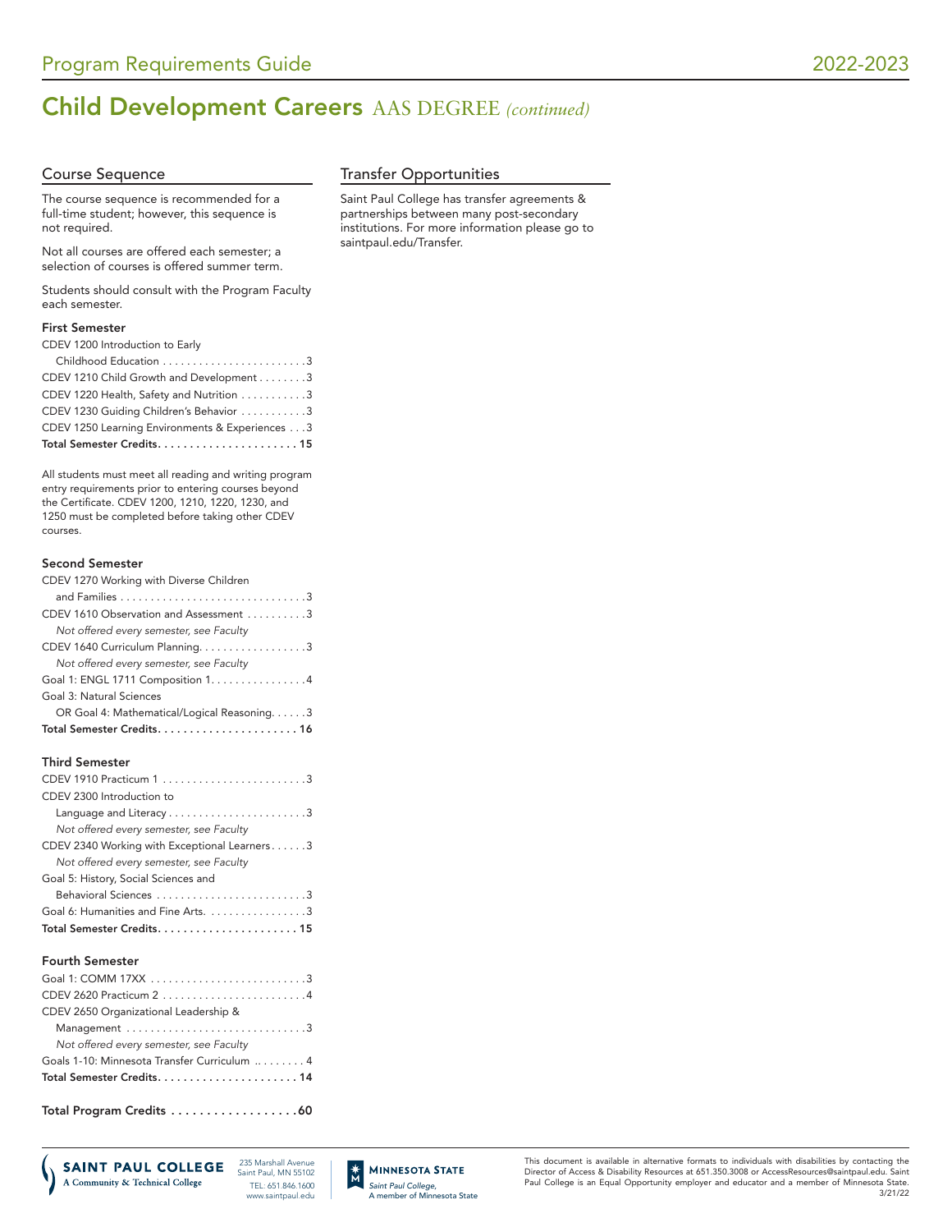# Child Development Careers AAS DEGREE *(continued)*

## Course Sequence

The course sequence is recommended for a full-time student; however, this sequence is not required.

Not all courses are offered each semester; a selection of courses is offered summer term.

Students should consult with the Program Faculty each semester.

### First Semester

| | |
|---|---|
| CDEV 1200 Introduction to Early Childhood Education | 3 |
| CDEV 1210 Child Growth and Development | 3 |
| CDEV 1220 Health, Safety and Nutrition | 3 |
| CDEV 1230 Guiding Children's Behavior | 3 |
| CDEV 1250 Learning Environments & Experiences | 3 |
| **Total Semester Credits** | **15** |

All students must meet all reading and writing program entry requirements prior to entering courses beyond the Certificate. CDEV 1200, 1210, 1220, 1230, and 1250 must be completed before taking other CDEV courses.

### Second Semester

| | |
|---|---|
| CDEV 1270 Working with Diverse Children and Families | 3 |
| CDEV 1610 Observation and Assessment *Not offered every semester, see Faculty* | 3 |
| CDEV 1640 Curriculum Planning *Not offered every semester, see Faculty* | 3 |
| Goal 1: ENGL 1711 Composition 1 | 4 |
| Goal 3: Natural Sciences OR Goal 4: Mathematical/Logical Reasoning | 3 |
| **Total Semester Credits** | **16** |

### Third Semester

| | |
|---|---|
| CDEV 1910 Practicum 1 | 3 |
| CDEV 2300 Introduction to Language and Literacy *Not offered every semester, see Faculty* | 3 |
| CDEV 2340 Working with Exceptional Learners *Not offered every semester, see Faculty* | 3 |
| Goal 5: History, Social Sciences and Behavioral Sciences | 3 |
| Goal 6: Humanities and Fine Arts. | 3 |
| **Total Semester Credits** | **15** |

### Fourth Semester

| | |
|---|---|
| Goal 1: COMM 17XX | 3 |
| CDEV 2620 Practicum 2 | 4 |
| CDEV 2650 Organizational Leadership & Management *Not offered every semester, see Faculty* | 3 |
| Goals 1-10: Minnesota Transfer Curriculum | 4 |
| **Total Semester Credits** | **14** |

**Total Program Credits 60**

## Transfer Opportunities

Saint Paul College has transfer agreements & partnerships between many post-secondary institutions. For more information please go to saintpaul.edu/Transfer.

SAINT PAUL COLLEGE
A Community & Technical College
235 Marshall Avenue
Saint Paul, MN 55102
TEL: 651.846.1600
www.saintpaul.edu

MINNESOTA STATE
*Saint Paul College,*
A member of Minnesota State

This document is available in alternative formats to individuals with disabilities by contacting the Director of Access & Disability Resources at 651.350.3008 or AccessResources@saintpaul.edu. Saint Paul College is an Equal Opportunity employer and educator and a member of Minnesota State. 3/21/22